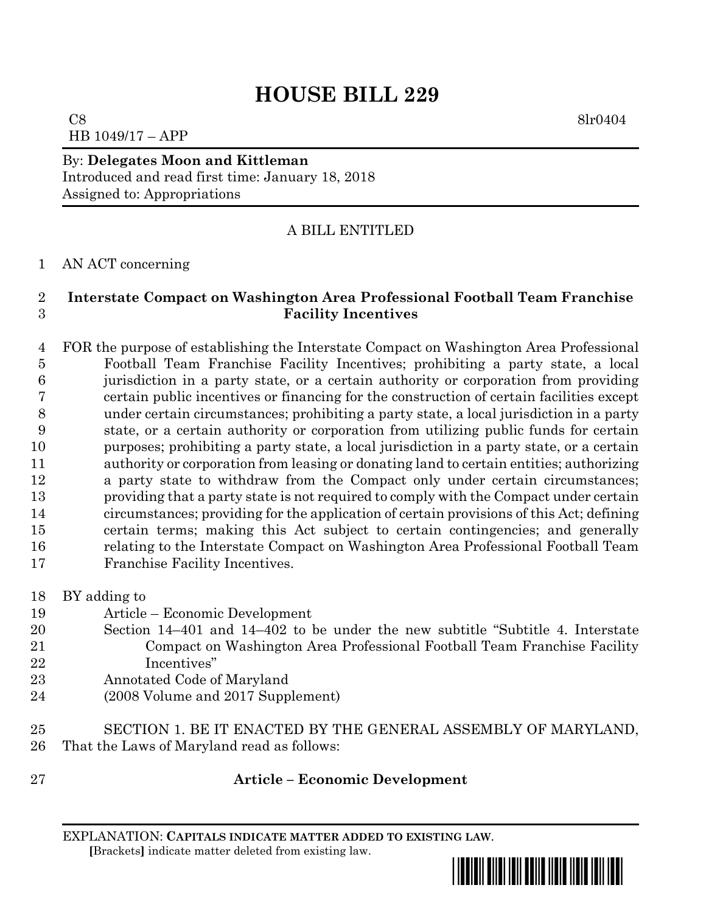# HOUSE BILL 229

C8 8lr0404
HB 1049/17 – APP

By: **Delegates Moon and Kittleman**
Introduced and read first time: January 18, 2018
Assigned to: Appropriations

A BILL ENTITLED

AN ACT concerning

**Interstate Compact on Washington Area Professional Football Team Franchise Facility Incentives**

FOR the purpose of establishing the Interstate Compact on Washington Area Professional Football Team Franchise Facility Incentives; prohibiting a party state, a local jurisdiction in a party state, or a certain authority or corporation from providing certain public incentives or financing for the construction of certain facilities except under certain circumstances; prohibiting a party state, a local jurisdiction in a party state, or a certain authority or corporation from utilizing public funds for certain purposes; prohibiting a party state, a local jurisdiction in a party state, or a certain authority or corporation from leasing or donating land to certain entities; authorizing a party state to withdraw from the Compact only under certain circumstances; providing that a party state is not required to comply with the Compact under certain circumstances; providing for the application of certain provisions of this Act; defining certain terms; making this Act subject to certain contingencies; and generally relating to the Interstate Compact on Washington Area Professional Football Team Franchise Facility Incentives.

BY adding to
Article – Economic Development
Section 14–401 and 14–402 to be under the new subtitle "Subtitle 4. Interstate Compact on Washington Area Professional Football Team Franchise Facility Incentives"
Annotated Code of Maryland
(2008 Volume and 2017 Supplement)

SECTION 1. BE IT ENACTED BY THE GENERAL ASSEMBLY OF MARYLAND, That the Laws of Maryland read as follows:

**Article – Economic Development**

EXPLANATION: **CAPITALS INDICATE MATTER ADDED TO EXISTING LAW**.
**[**Brackets**]** indicate matter deleted from existing law.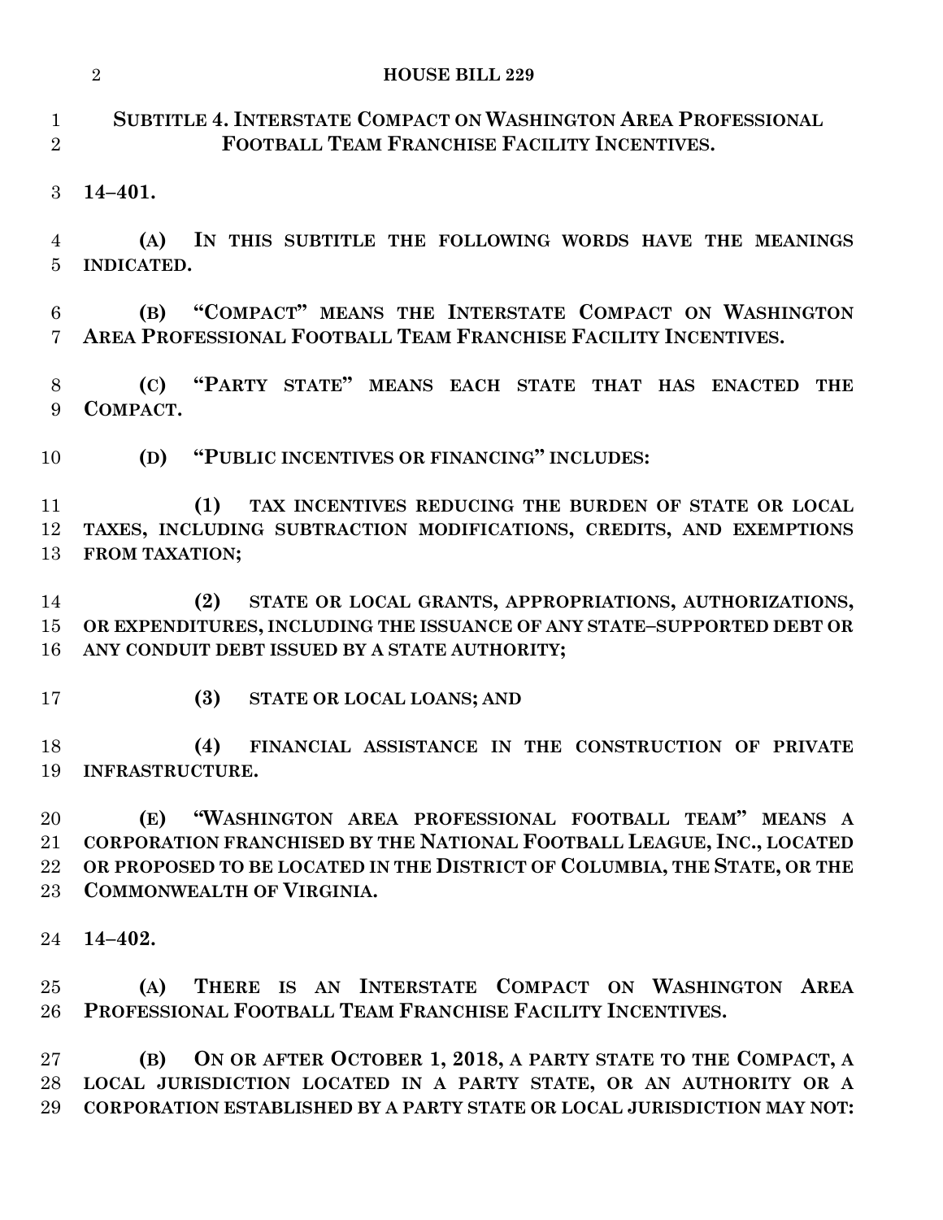## SUBTITLE 4. INTERSTATE COMPACT ON WASHINGTON AREA PROFESSIONAL FOOTBALL TEAM FRANCHISE FACILITY INCENTIVES.

**14–401.**

**(A) IN THIS SUBTITLE THE FOLLOWING WORDS HAVE THE MEANINGS INDICATED.**

**(B) "COMPACT" MEANS THE INTERSTATE COMPACT ON WASHINGTON AREA PROFESSIONAL FOOTBALL TEAM FRANCHISE FACILITY INCENTIVES.**

**(C) "PARTY STATE" MEANS EACH STATE THAT HAS ENACTED THE COMPACT.**

**(D) "PUBLIC INCENTIVES OR FINANCING" INCLUDES:**

**(1) TAX INCENTIVES REDUCING THE BURDEN OF STATE OR LOCAL TAXES, INCLUDING SUBTRACTION MODIFICATIONS, CREDITS, AND EXEMPTIONS FROM TAXATION;**

**(2) STATE OR LOCAL GRANTS, APPROPRIATIONS, AUTHORIZATIONS, OR EXPENDITURES, INCLUDING THE ISSUANCE OF ANY STATE–SUPPORTED DEBT OR ANY CONDUIT DEBT ISSUED BY A STATE AUTHORITY;**

**(3) STATE OR LOCAL LOANS; AND**

**(4) FINANCIAL ASSISTANCE IN THE CONSTRUCTION OF PRIVATE INFRASTRUCTURE.**

**(E) "WASHINGTON AREA PROFESSIONAL FOOTBALL TEAM" MEANS A CORPORATION FRANCHISED BY THE NATIONAL FOOTBALL LEAGUE, INC., LOCATED OR PROPOSED TO BE LOCATED IN THE DISTRICT OF COLUMBIA, THE STATE, OR THE COMMONWEALTH OF VIRGINIA.**

**14–402.**

**(A) THERE IS AN INTERSTATE COMPACT ON WASHINGTON AREA PROFESSIONAL FOOTBALL TEAM FRANCHISE FACILITY INCENTIVES.**

**(B) ON OR AFTER OCTOBER 1, 2018, A PARTY STATE TO THE COMPACT, A LOCAL JURISDICTION LOCATED IN A PARTY STATE, OR AN AUTHORITY OR A CORPORATION ESTABLISHED BY A PARTY STATE OR LOCAL JURISDICTION MAY NOT:**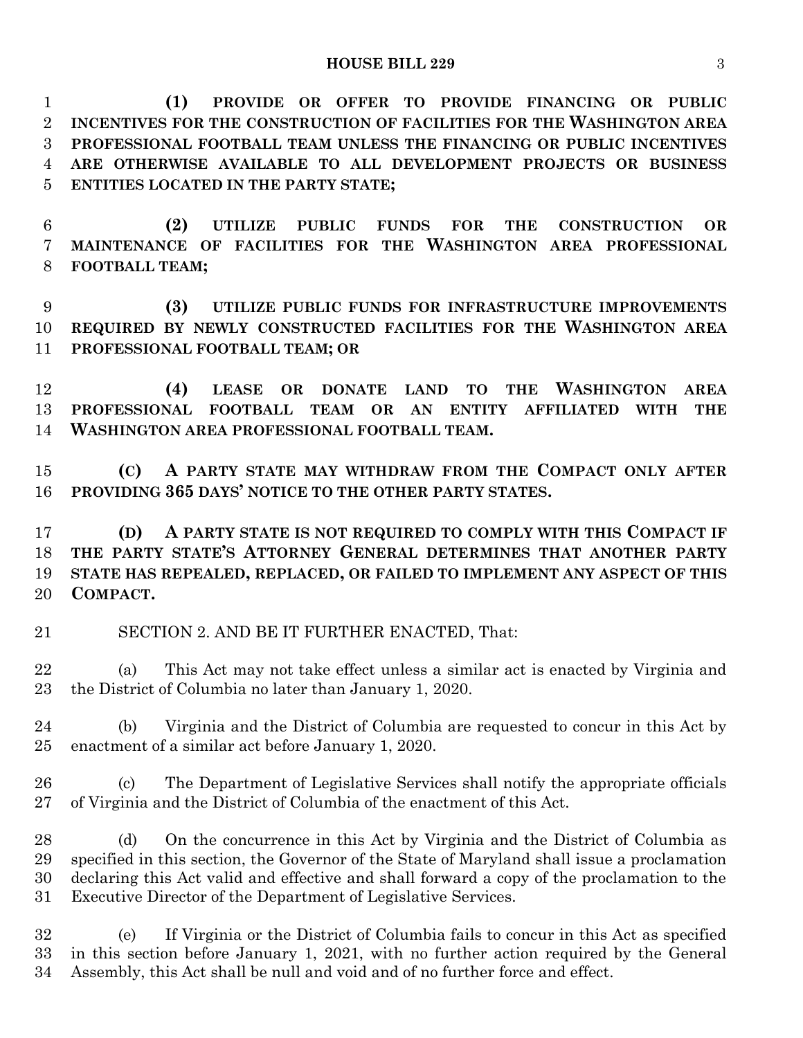**(1) PROVIDE OR OFFER TO PROVIDE FINANCING OR PUBLIC INCENTIVES FOR THE CONSTRUCTION OF FACILITIES FOR THE WASHINGTON AREA PROFESSIONAL FOOTBALL TEAM UNLESS THE FINANCING OR PUBLIC INCENTIVES ARE OTHERWISE AVAILABLE TO ALL DEVELOPMENT PROJECTS OR BUSINESS ENTITIES LOCATED IN THE PARTY STATE;**

**(2) UTILIZE PUBLIC FUNDS FOR THE CONSTRUCTION OR MAINTENANCE OF FACILITIES FOR THE WASHINGTON AREA PROFESSIONAL FOOTBALL TEAM;**

**(3) UTILIZE PUBLIC FUNDS FOR INFRASTRUCTURE IMPROVEMENTS REQUIRED BY NEWLY CONSTRUCTED FACILITIES FOR THE WASHINGTON AREA PROFESSIONAL FOOTBALL TEAM; OR**

**(4) LEASE OR DONATE LAND TO THE WASHINGTON AREA PROFESSIONAL FOOTBALL TEAM OR AN ENTITY AFFILIATED WITH THE WASHINGTON AREA PROFESSIONAL FOOTBALL TEAM.**

**(C) A PARTY STATE MAY WITHDRAW FROM THE COMPACT ONLY AFTER PROVIDING 365 DAYS' NOTICE TO THE OTHER PARTY STATES.**

**(D) A PARTY STATE IS NOT REQUIRED TO COMPLY WITH THIS COMPACT IF THE PARTY STATE'S ATTORNEY GENERAL DETERMINES THAT ANOTHER PARTY STATE HAS REPEALED, REPLACED, OR FAILED TO IMPLEMENT ANY ASPECT OF THIS COMPACT.**

SECTION 2. AND BE IT FURTHER ENACTED, That:

(a) This Act may not take effect unless a similar act is enacted by Virginia and the District of Columbia no later than January 1, 2020.

(b) Virginia and the District of Columbia are requested to concur in this Act by enactment of a similar act before January 1, 2020.

(c) The Department of Legislative Services shall notify the appropriate officials of Virginia and the District of Columbia of the enactment of this Act.

(d) On the concurrence in this Act by Virginia and the District of Columbia as specified in this section, the Governor of the State of Maryland shall issue a proclamation declaring this Act valid and effective and shall forward a copy of the proclamation to the Executive Director of the Department of Legislative Services.

(e) If Virginia or the District of Columbia fails to concur in this Act as specified in this section before January 1, 2021, with no further action required by the General Assembly, this Act shall be null and void and of no further force and effect.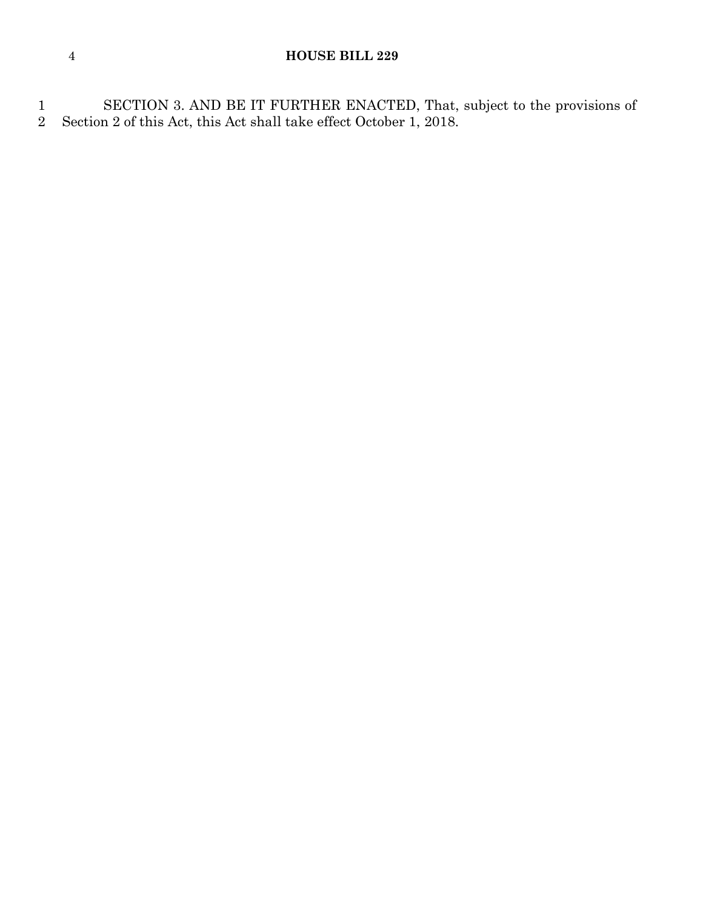SECTION 3. AND BE IT FURTHER ENACTED, That, subject to the provisions of Section 2 of this Act, this Act shall take effect October 1, 2018.